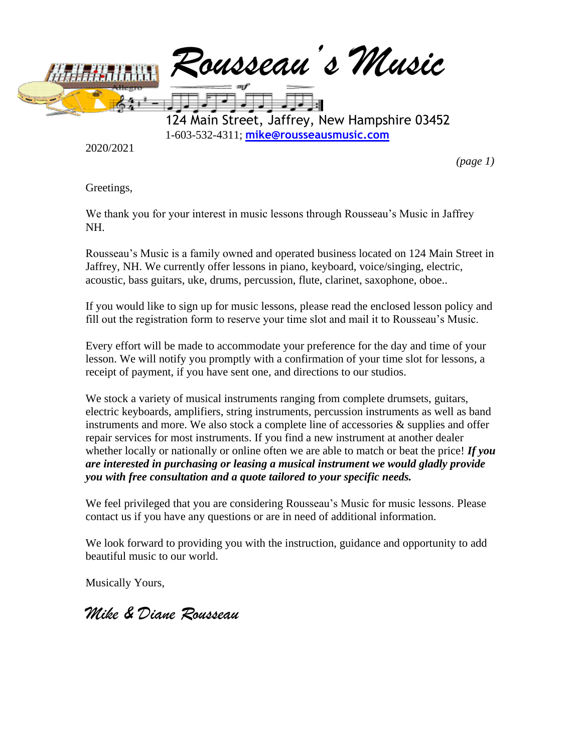# *Rousseau's Music*

124 Main Street, Jaffrey, New Hampshire 03452

1-603-532-4311; **mike@rousseausmusic.com**

2020/2021

*(page 1)*

Greetings,

We thank you for your interest in music lessons through Rousseau's Music in Jaffrey NH.

Rousseau's Music is a family owned and operated business located on 124 Main Street in Jaffrey, NH. We currently offer lessons in piano, keyboard, voice/singing, electric, acoustic, bass guitars, uke, drums, percussion, flute, clarinet, saxophone, oboe..

If you would like to sign up for music lessons, please read the enclosed lesson policy and fill out the registration form to reserve your time slot and mail it to Rousseau's Music.

Every effort will be made to accommodate your preference for the day and time of your lesson. We will notify you promptly with a confirmation of your time slot for lessons, a receipt of payment, if you have sent one, and directions to our studios.

We stock a variety of musical instruments ranging from complete drumsets, guitars, electric keyboards, amplifiers, string instruments, percussion instruments as well as band instruments and more. We also stock a complete line of accessories & supplies and offer repair services for most instruments. If you find a new instrument at another dealer whether locally or nationally or online often we are able to match or beat the price! ***If you are interested in purchasing or leasing a musical instrument we would gladly provide you with free consultation and a quote tailored to your specific needs.***

We feel privileged that you are considering Rousseau's Music for music lessons. Please contact us if you have any questions or are in need of additional information.

We look forward to providing you with the instruction, guidance and opportunity to add beautiful music to our world.

Musically Yours,

*Mike & Diane Rousseau*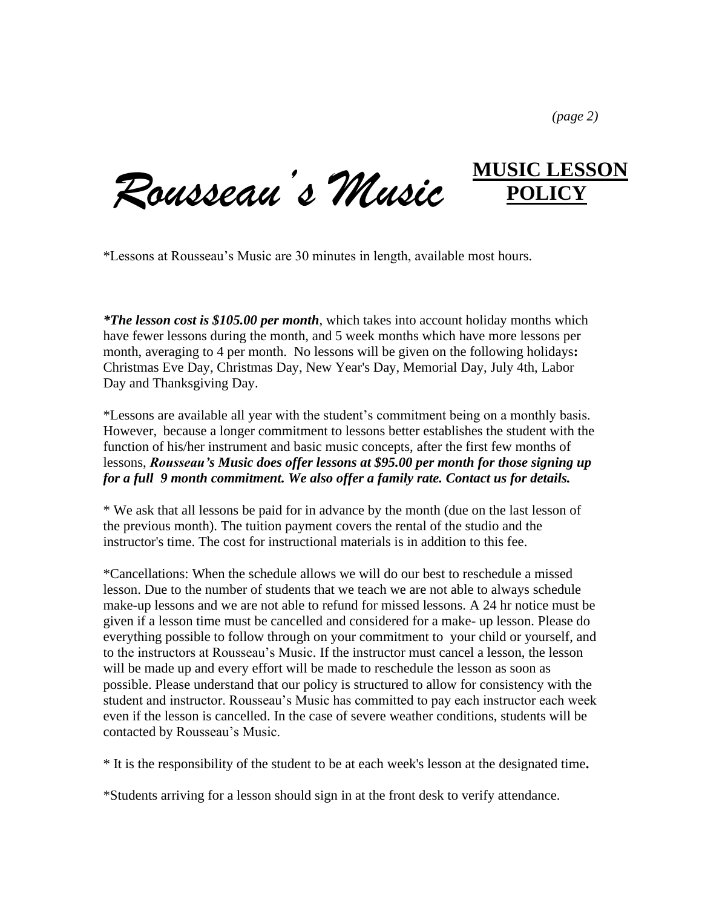# *Rousseau's Music* **MUSIC LESSON POLICY**

*Lessons at Rousseau's Music are 30 minutes in length, available most hours.

***The lesson cost is $105.00 per month**, which takes into account holiday months which have fewer lessons during the month, and 5 week months which have more lessons per month, averaging to 4 per month. No lessons will be given on the following holidays**:** Christmas Eve Day, Christmas Day, New Year's Day, Memorial Day, July 4th, Labor Day and Thanksgiving Day.*

*Lessons are available all year with the student's commitment being on a monthly basis. However, because a longer commitment to lessons better establishes the student with the function of his/her instrument and basic music concepts, after the first few months of lessons, ***Rousseau's Music does offer lessons at $95.00 per month for those signing up for a full 9 month commitment. We also offer a family rate. Contact us for details.***

* We ask that all lessons be paid for in advance by the month (due on the last lesson of the previous month). The tuition payment covers the rental of the studio and the instructor's time. The cost for instructional materials is in addition to this fee.

*Cancellations: When the schedule allows we will do our best to reschedule a missed lesson. Due to the number of students that we teach we are not able to always schedule make-up lessons and we are not able to refund for missed lessons. A 24 hr notice must be given if a lesson time must be cancelled and considered for a make- up lesson. Please do everything possible to follow through on your commitment to your child or yourself, and to the instructors at Rousseau's Music. If the instructor must cancel a lesson, the lesson will be made up and every effort will be made to reschedule the lesson as soon as possible. Please understand that our policy is structured to allow for consistency with the student and instructor. Rousseau's Music has committed to pay each instructor each week even if the lesson is cancelled. In the case of severe weather conditions, students will be contacted by Rousseau's Music.

* It is the responsibility of the student to be at each week's lesson at the designated time**.**

*Students arriving for a lesson should sign in at the front desk to verify attendance.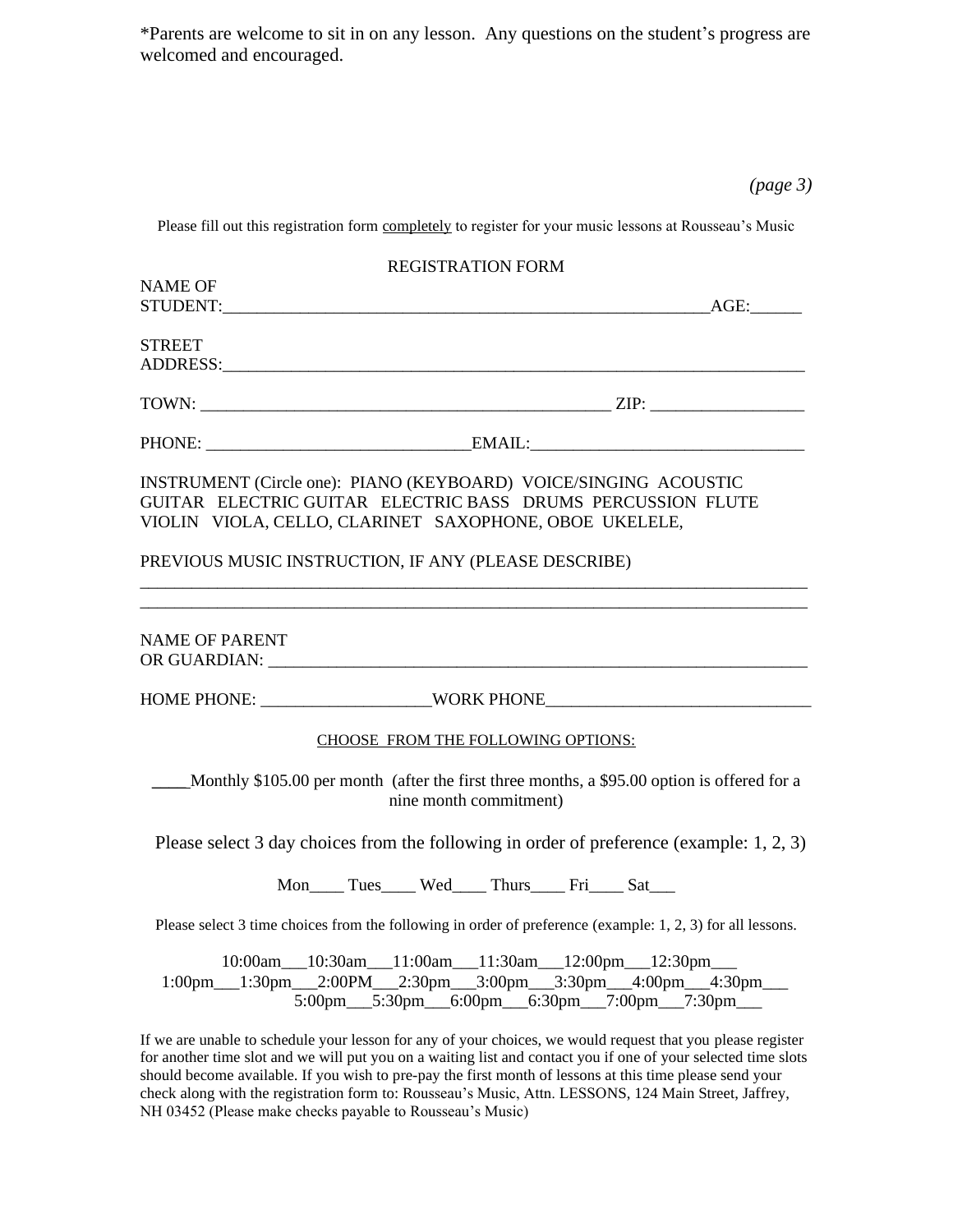*Parents are welcome to sit in on any lesson. Any questions on the student's progress are welcomed and encouraged.

*(page 3)*

Please fill out this registration form <u>completely</u> to register for your music lessons at Rousseau's Music

REGISTRATION FORM

NAME OF STUDENT:_______________________________________________________AGE:______

STREET ADDRESS:_____________________________________________________________________

TOWN: ______________________________________________ ZIP: _________________

PHONE: ____________________________EMAIL:______________________________

INSTRUMENT (Circle one): PIANO (KEYBOARD) VOICE/SINGING ACOUSTIC GUITAR ELECTRIC GUITAR ELECTRIC BASS DRUMS PERCUSSION FLUTE VIOLIN VIOLA, CELLO, CLARINET SAXOPHONE, OBOE UKELELE,

PREVIOUS MUSIC INSTRUCTION, IF ANY (PLEASE DESCRIBE)

_____________________________________________________________________________

_____________________________________________________________________________

NAME OF PARENT OR GUARDIAN: ____________________________________________________________

HOME PHONE: ___________________WORK PHONE_____________________________

<u>CHOOSE FROM THE FOLLOWING OPTIONS:</u>

____Monthly $105.00 per month (after the first three months, a $95.00 option is offered for a nine month commitment)

Please select 3 day choices from the following in order of preference (example: 1, 2, 3)

Mon____ Tues____ Wed____ Thurs____ Fri____ Sat___

Please select 3 time choices from the following in order of preference (example: 1, 2, 3) for all lessons.

10:00am___10:30am___11:00am___11:30am___12:00pm___12:30pm___
1:00pm___1:30pm___2:00PM___2:30pm___3:00pm___3:30pm___4:00pm___4:30pm___
5:00pm___5:30pm___6:00pm___6:30pm___7:00pm___7:30pm___

If we are unable to schedule your lesson for any of your choices, we would request that you please register for another time slot and we will put you on a waiting list and contact you if one of your selected time slots should become available. If you wish to pre-pay the first month of lessons at this time please send your check along with the registration form to: Rousseau's Music, Attn. LESSONS, 124 Main Street, Jaffrey, NH 03452 (Please make checks payable to Rousseau's Music)